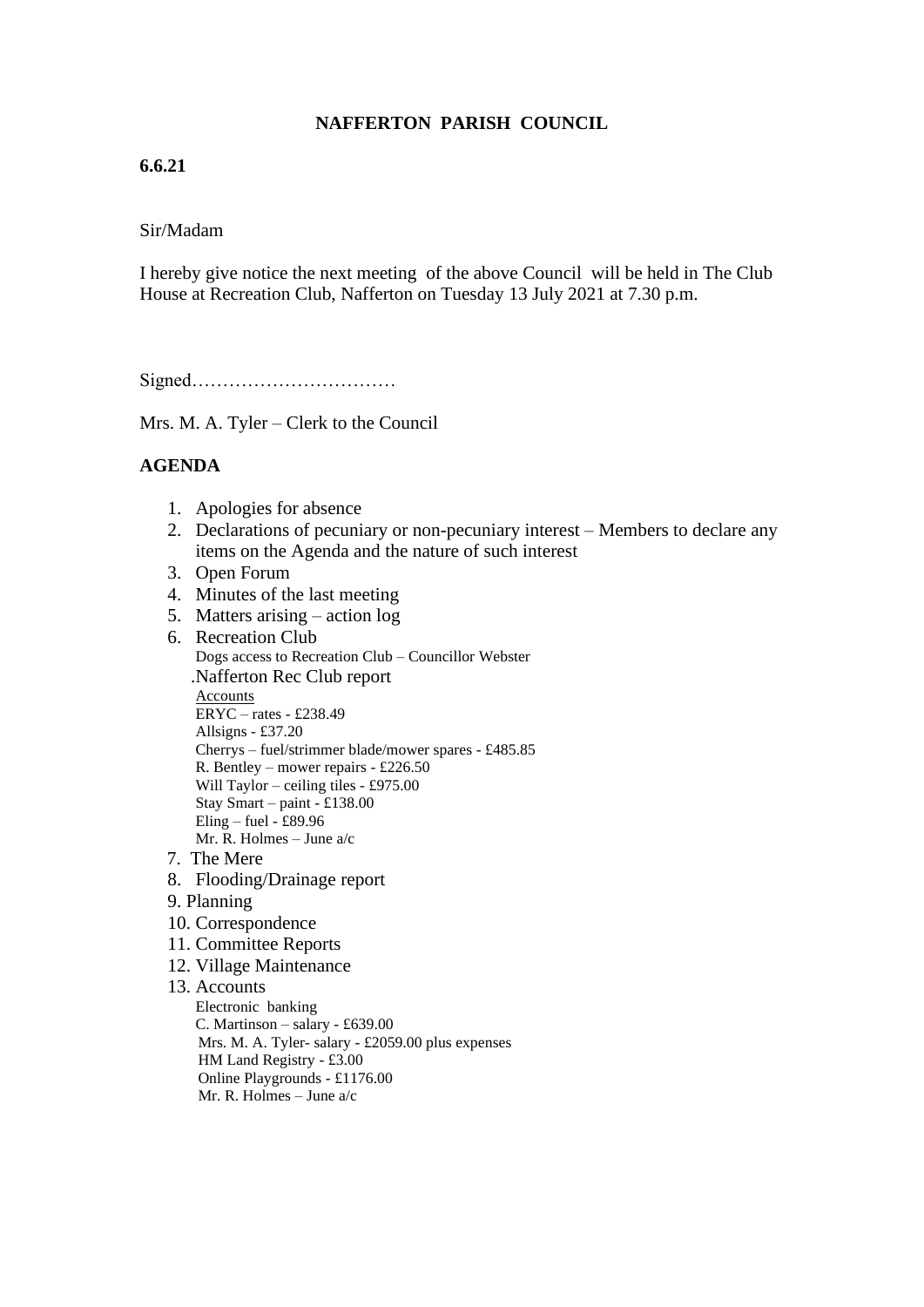# NAFFERTON PARISH COUNCIL

**6.6.21**

Sir/Madam

I hereby give notice the next meeting of the above Council will be held in The Club House at Recreation Club, Nafferton on Tuesday 13 July 2021 at 7.30 p.m.

Signed……………………………

Mrs. M. A. Tyler – Clerk to the Council

## AGENDA

1. Apologies for absence
2. Declarations of pecuniary or non-pecuniary interest – Members to declare any items on the Agenda and the nature of such interest
3. Open Forum
4. Minutes of the last meeting
5. Matters arising – action log
6. Recreation Club
   Dogs access to Recreation Club – Councillor Webster
   .Nafferton Rec Club report
   Accounts
   ERYC – rates - £238.49
   Allsigns - £37.20
   Cherrys – fuel/strimmer blade/mower spares - £485.85
   R. Bentley – mower repairs - £226.50
   Will Taylor – ceiling tiles - £975.00
   Stay Smart – paint - £138.00
   Eling – fuel - £89.96
   Mr. R. Holmes – June a/c
7. The Mere
8. Flooding/Drainage report
9. Planning
10. Correspondence
11. Committee Reports
12. Village Maintenance
13. Accounts
    Electronic banking
    C. Martinson – salary - £639.00
    Mrs. M. A. Tyler- salary - £2059.00 plus expenses
    HM Land Registry - £3.00
    Online Playgrounds - £1176.00
    Mr. R. Holmes – June a/c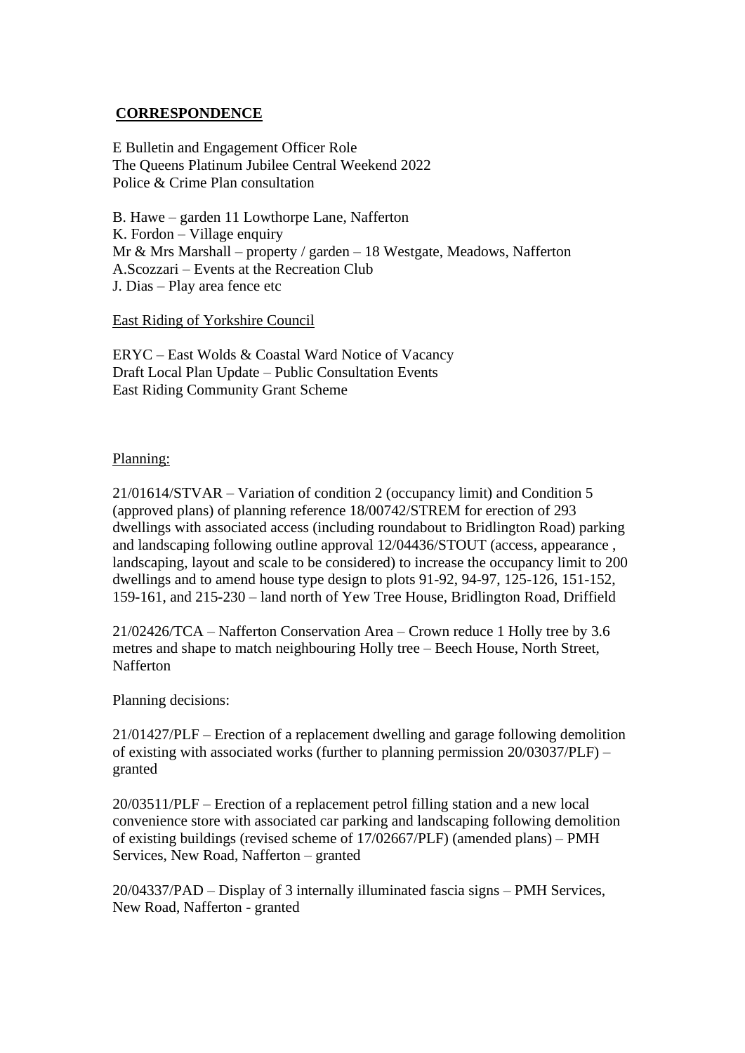## **CORRESPONDENCE**

E Bulletin and Engagement Officer Role
The Queens Platinum Jubilee Central Weekend 2022
Police & Crime Plan consultation

B. Hawe – garden 11 Lowthorpe Lane, Nafferton
K. Fordon – Village enquiry
Mr & Mrs Marshall – property / garden – 18 Westgate, Meadows, Nafferton
A.Scozzari – Events at the Recreation Club
J. Dias – Play area fence etc

East Riding of Yorkshire Council

ERYC – East Wolds & Coastal Ward Notice of Vacancy
Draft Local Plan Update – Public Consultation Events
East Riding Community Grant Scheme

Planning:

21/01614/STVAR – Variation of condition 2 (occupancy limit) and Condition 5 (approved plans) of planning reference 18/00742/STREM for erection of 293 dwellings with associated access (including roundabout to Bridlington Road) parking and landscaping following outline approval 12/04436/STOUT (access, appearance , landscaping, layout and scale to be considered) to increase the occupancy limit to 200 dwellings and to amend house type design to plots 91-92, 94-97, 125-126, 151-152, 159-161, and 215-230 – land north of Yew Tree House, Bridlington Road, Driffield

21/02426/TCA – Nafferton Conservation Area – Crown reduce 1 Holly tree by 3.6 metres and shape to match neighbouring Holly tree – Beech House, North Street, Nafferton

Planning decisions:

21/01427/PLF – Erection of a replacement dwelling and garage following demolition of existing with associated works (further to planning permission 20/03037/PLF) – granted

20/03511/PLF – Erection of a replacement petrol filling station and a new local convenience store with associated car parking and landscaping following demolition of existing buildings (revised scheme of 17/02667/PLF) (amended plans) – PMH Services, New Road, Nafferton – granted

20/04337/PAD – Display of 3 internally illuminated fascia signs – PMH Services, New Road, Nafferton - granted